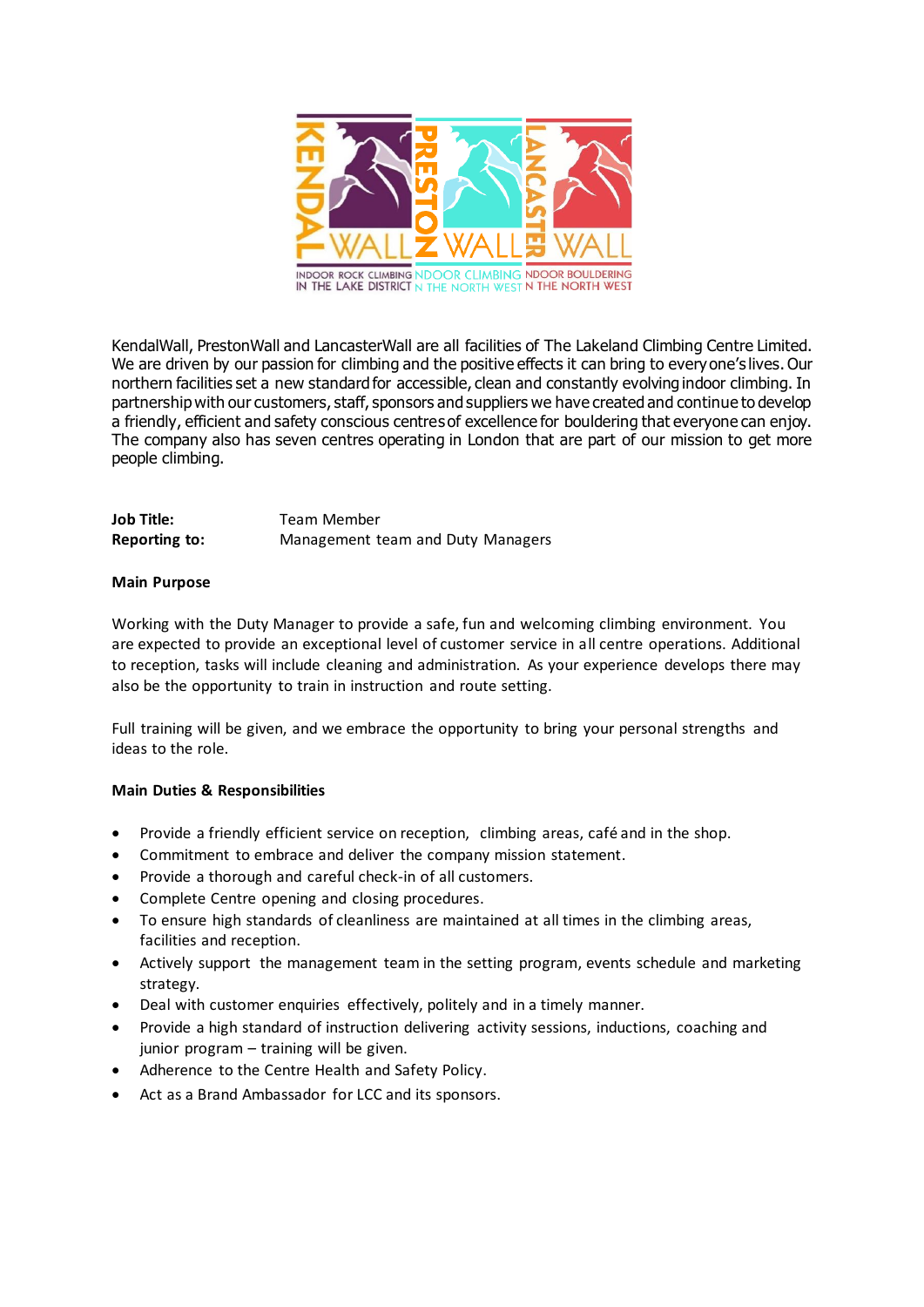KendalWall, PrestonWall and LancasterWall are all facilities of The Lakeland Climbing Centre Limited. We are driven by our passion for climbing and the positive effects it can bring to everyone's lives. Our northern facilities set a new standard for accessible, clean and constantly evolving indoor climbing. In partnership with our customers, staff, sponsors and suppliers we have created and continue to develop a friendly, efficient and safety conscious centres of excellence for bouldering that everyone can enjoy. The company also has seven centres operating in London that are part of our mission to get more people climbing.

**Job Title:** Team Member
**Reporting to:** Management team and Duty Managers

**Main Purpose**

Working with the Duty Manager to provide a safe, fun and welcoming climbing environment. You are expected to provide an exceptional level of customer service in all centre operations. Additional to reception, tasks will include cleaning and administration. As your experience develops there may also be the opportunity to train in instruction and route setting.

Full training will be given, and we embrace the opportunity to bring your personal strengths and ideas to the role.

**Main Duties & Responsibilities**

- Provide a friendly efficient service on reception, climbing areas, café and in the shop.
- Commitment to embrace and deliver the company mission statement.
- Provide a thorough and careful check-in of all customers.
- Complete Centre opening and closing procedures.
- To ensure high standards of cleanliness are maintained at all times in the climbing areas, facilities and reception.
- Actively support the management team in the setting program, events schedule and marketing strategy.
- Deal with customer enquiries effectively, politely and in a timely manner.
- Provide a high standard of instruction delivering activity sessions, inductions, coaching and junior program – training will be given.
- Adherence to the Centre Health and Safety Policy.
- Act as a Brand Ambassador for LCC and its sponsors.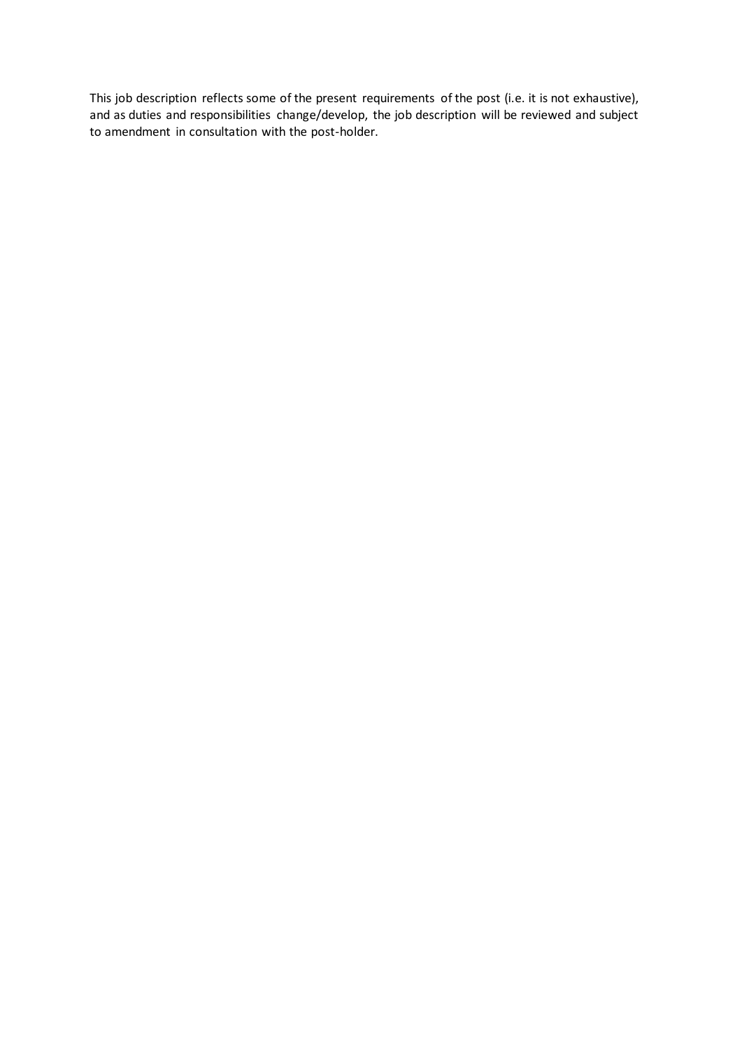This job description reflects some of the present requirements of the post (i.e. it is not exhaustive), and as duties and responsibilities change/develop, the job description will be reviewed and subject to amendment in consultation with the post-holder.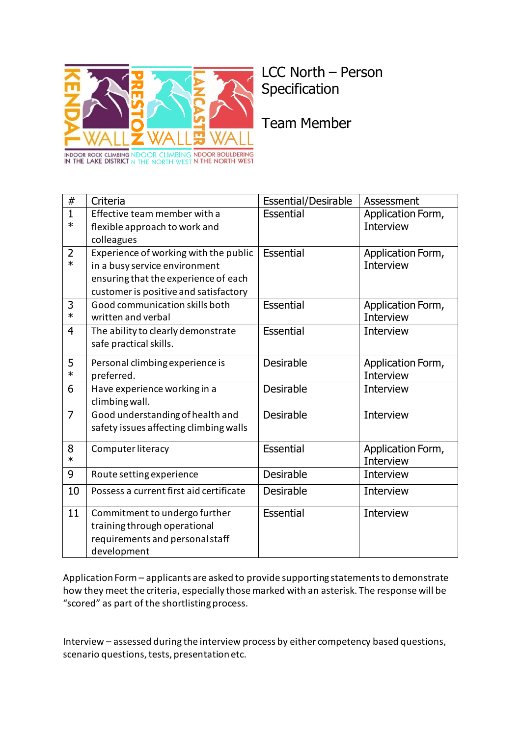# LCC North – Person Specification

## Team Member

| # | Criteria | Essential/Desirable | Assessment |
|---|---|---|---|
| 1 * | Effective team member with a flexible approach to work and colleagues | Essential | Application Form, Interview |
| 2 * | Experience of working with the public in a busy service environment ensuring that the experience of each customer is positive and satisfactory | Essential | Application Form, Interview |
| 3 * | Good communication skills both written and verbal | Essential | Application Form, Interview |
| 4 | The ability to clearly demonstrate safe practical skills. | Essential | Interview |
| 5 * | Personal climbing experience is preferred. | Desirable | Application Form, Interview |
| 6 | Have experience working in a climbing wall. | Desirable | Interview |
| 7 | Good understanding of health and safety issues affecting climbing walls | Desirable | Interview |
| 8 * | Computer literacy | Essential | Application Form, Interview |
| 9 | Route setting experience | Desirable | Interview |
| 10 | Possess a current first aid certificate | Desirable | Interview |
| 11 | Commitment to undergo further training through operational requirements and personal staff development | Essential | Interview |

Application Form – applicants are asked to provide supporting statements to demonstrate how they meet the criteria, especially those marked with an asterisk. The response will be "scored" as part of the shortlisting process.

Interview – assessed during the interview process by either competency based questions, scenario questions, tests, presentation etc.